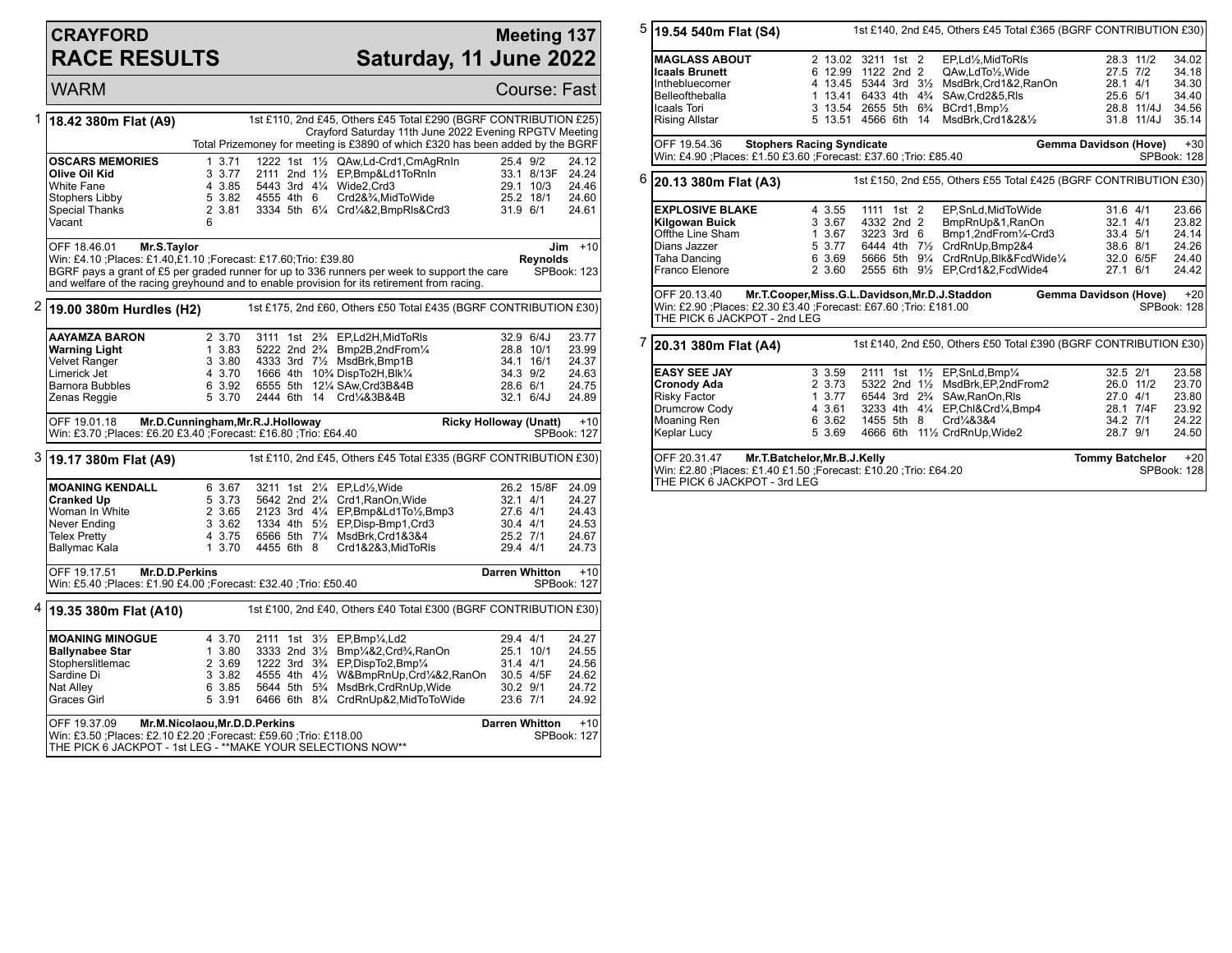# CRAYFORD RACE RESULTS

## Meeting 137 Saturday, 11 June 2022

WARM — Course: Fast

### 1 18.42 380m Flat (A9)

1st £110, 2nd £45, Others £45 Total £290 (BGRF CONTRIBUTION £25)
Crayford Saturday 11th June 2022 Evening RPGTV Meeting
Total Prizemoney for meeting is £3890 of which £320 has been added by the BGRF

| Greyhound | Trap | Split | Sectionals | Pos | Dist | Comment | Weight | SP | Time |
|---|---|---|---|---|---|---|---|---|---|
| **OSCARS MEMORIES** | 1 | 3.71 | 1222 | 1st | 1½ | QAw,Ld-Crd1,CmAgRnIn | 25.4 | 9/2 | 24.12 |
| **Olive Oil Kid** | 3 | 3.77 | 2111 | 2nd | 1½ | EP,Bmp&Ld1ToRnIn | 33.1 | 8/13F | 24.24 |
| White Fane | 4 | 3.85 | 5443 | 3rd | 4¼ | Wide2,Crd3 | 29.1 | 10/3 | 24.46 |
| Stophers Libby | 5 | 3.82 | 4555 | 4th | 6 | Crd2&¾,MidToWide | 25.2 | 18/1 | 24.60 |
| Special Thanks | 2 | 3.81 | 3334 | 5th | 6¼ | Crd¼&2,BmpRls&Crd3 | 31.9 | 6/1 | 24.61 |
| Vacant | 6 | | | | | | | | |

OFF 18.46.01 **Mr.S.Taylor** — **Jim Reynolds** +10
Win: £4.10 ;Places: £1.40,£1.10 ;Forecast: £17.60;Trio: £39.80 — SPBook: 123
BGRF pays a grant of £5 per graded runner for up to 336 runners per week to support the care and welfare of the racing greyhound and to enable provision for its retirement from racing.

### 2 19.00 380m Hurdles (H2)

1st £175, 2nd £60, Others £50 Total £435 (BGRF CONTRIBUTION £30)

| Greyhound | Trap | Split | Sectionals | Pos | Dist | Comment | Weight | SP | Time |
|---|---|---|---|---|---|---|---|---|---|
| **AAYAMZA BARON** | 2 | 3.70 | 3111 | 1st | 2¾ | EP,Ld2H,MidToRls | 32.9 | 6/4J | 23.77 |
| **Warning Light** | 1 | 3.83 | 5222 | 2nd | 2¾ | Bmp2B,2ndFrom¼ | 28.8 | 10/1 | 23.99 |
| Velvet Ranger | 3 | 3.80 | 4333 | 3rd | 7½ | MsdBrk,Bmp1B | 34.1 | 16/1 | 24.37 |
| Limerick Jet | 4 | 3.70 | 1666 | 4th | 10¾ | DispTo2H,Blk¼ | 34.3 | 9/2 | 24.63 |
| Barnora Bubbles | 6 | 3.92 | 6555 | 5th | 12¼ | SAw,Crd3B&4B | 28.6 | 6/1 | 24.75 |
| Zenas Reggie | 5 | 3.70 | 2444 | 6th | 14 | Crd¼&3B&4B | 32.1 | 6/4J | 24.89 |

OFF 19.01.18 **Mr.D.Cunningham,Mr.R.J.Holloway** — **Ricky Holloway (Unatt)** +10
Win: £3.70 ;Places: £6.20 £3.40 ;Forecast: £16.80 ;Trio: £64.40 — SPBook: 127

### 3 19.17 380m Flat (A9)

1st £110, 2nd £45, Others £45 Total £335 (BGRF CONTRIBUTION £30)

| Greyhound | Trap | Split | Sectionals | Pos | Dist | Comment | Weight | SP | Time |
|---|---|---|---|---|---|---|---|---|---|
| **MOANING KENDALL** | 6 | 3.67 | 3211 | 1st | 2¼ | EP,Ld½,Wide | 26.2 | 15/8F | 24.09 |
| **Cranked Up** | 5 | 3.73 | 5642 | 2nd | 2¼ | Crd1,RanOn,Wide | 32.1 | 4/1 | 24.27 |
| Woman In White | 2 | 3.65 | 2123 | 3rd | 4¼ | EP,Bmp&Ld1To½,Bmp3 | 27.6 | 4/1 | 24.43 |
| Never Ending | 3 | 3.62 | 1334 | 4th | 5½ | EP,Disp-Bmp1,Crd3 | 30.4 | 4/1 | 24.53 |
| Telex Pretty | 4 | 3.75 | 6566 | 5th | 7¼ | MsdBrk,Crd1&3&4 | 25.2 | 7/1 | 24.67 |
| Ballymac Kala | 1 | 3.70 | 4455 | 6th | 8 | Crd1&2&3,MidToRls | 29.4 | 4/1 | 24.73 |

OFF 19.17.51 **Mr.D.D.Perkins** — **Darren Whitton** +10
Win: £5.40 ;Places: £1.90 £4.00 ;Forecast: £32.40 ;Trio: £50.40 — SPBook: 127

### 4 19.35 380m Flat (A10)

1st £100, 2nd £40, Others £40 Total £300 (BGRF CONTRIBUTION £30)

| Greyhound | Trap | Split | Sectionals | Pos | Dist | Comment | Weight | SP | Time |
|---|---|---|---|---|---|---|---|---|---|
| **MOANING MINOGUE** | 4 | 3.70 | 2111 | 1st | 3½ | EP,Bmp¼,Ld2 | 29.4 | 4/1 | 24.27 |
| **Ballynabee Star** | 1 | 3.80 | 3333 | 2nd | 3½ | Bmp¼&2,Crd¾,RanOn | 25.1 | 10/1 | 24.55 |
| Stopherslitlemac | 2 | 3.69 | 1222 | 3rd | 3¾ | EP,DispTo2,Bmp¼ | 31.4 | 4/1 | 24.56 |
| Sardine Di | 3 | 3.82 | 4555 | 4th | 4½ | W&BmpRnUp,Crd¼&2,RanOn | 30.5 | 4/5F | 24.62 |
| Nat Alley | 6 | 3.85 | 5644 | 5th | 5¾ | MsdBrk,CrdRnUp,Wide | 30.2 | 9/1 | 24.72 |
| Graces Girl | 5 | 3.91 | 6466 | 6th | 8¼ | CrdRnUp&2,MidToToWide | 23.6 | 7/1 | 24.92 |

OFF 19.37.09 **Mr.M.Nicolaou,Mr.D.D.Perkins** — **Darren Whitton** +10
Win: £3.50 ;Places: £2.10 £2.20 ;Forecast: £59.60 ;Trio: £118.00 — SPBook: 127
THE PICK 6 JACKPOT - 1st LEG - **MAKE YOUR SELECTIONS NOW**

### 5 19.54 540m Flat (S4)

1st £140, 2nd £45, Others £45 Total £365 (BGRF CONTRIBUTION £30)

| Greyhound | Trap | Split | Sectionals | Pos | Dist | Comment | Weight | SP | Time |
|---|---|---|---|---|---|---|---|---|---|
| **MAGLASS ABOUT** | 2 | 13.02 | 3211 | 1st | 2 | EP,Ld½,MidToRls | 28.3 | 11/2 | 34.02 |
| **Icaals Brunett** | 6 | 12.99 | 1122 | 2nd | 2 | QAw,LdTo½,Wide | 27.5 | 7/2 | 34.18 |
| Inthebluecorner | 4 | 13.45 | 5344 | 3rd | 3½ | MsdBrk,Crd1&2,RanOn | 28.1 | 4/1 | 34.30 |
| Belleoftheballa | 1 | 13.41 | 6433 | 4th | 4¾ | SAw,Crd2&5,Rls | 25.6 | 5/1 | 34.40 |
| Icaals Tori | 3 | 13.54 | 2655 | 5th | 6¾ | BCrd1,Bmp½ | 28.8 | 11/4J | 34.56 |
| Rising Allstar | 5 | 13.51 | 4566 | 6th | 14 | MsdBrk,Crd1&2&½ | 31.8 | 11/4J | 35.14 |

OFF 19.54.36 **Stophers Racing Syndicate** — **Gemma Davidson (Hove)** +30
Win: £4.90 ;Places: £1.50 £3.60 ;Forecast: £37.60 ;Trio: £85.40 — SPBook: 128

### 6 20.13 380m Flat (A3)

1st £150, 2nd £55, Others £55 Total £425 (BGRF CONTRIBUTION £30)

| Greyhound | Trap | Split | Sectionals | Pos | Dist | Comment | Weight | SP | Time |
|---|---|---|---|---|---|---|---|---|---|
| **EXPLOSIVE BLAKE** | 4 | 3.55 | 1111 | 1st | 2 | EP,SnLd,MidToWide | 31.6 | 4/1 | 23.66 |
| **Kilgowan Buick** | 3 | 3.67 | 4332 | 2nd | 2 | BmpRnUp&1,RanOn | 32.1 | 4/1 | 23.82 |
| Offthe Line Sham | 1 | 3.67 | 3223 | 3rd | 6 | Bmp1,2ndFrom¼-Crd3 | 33.4 | 5/1 | 24.14 |
| Dians Jazzer | 5 | 3.77 | 6444 | 4th | 7½ | CrdRnUp,Bmp2&4 | 38.6 | 8/1 | 24.26 |
| Taha Dancing | 6 | 3.69 | 5666 | 5th | 9¼ | CrdRnUp,Blk&FcdWide¼ | 32.0 | 6/5F | 24.40 |
| Franco Elenore | 2 | 3.60 | 2555 | 6th | 9½ | EP,Crd1&2,FcdWide4 | 27.1 | 6/1 | 24.42 |

OFF 20.13.40 **Mr.T.Cooper,Miss.G.L.Davidson,Mr.D.J.Staddon** — **Gemma Davidson (Hove)** +20
Win: £2.90 ;Places: £2.30 £3.40 ;Forecast: £67.60 ;Trio: £181.00 — SPBook: 128
THE PICK 6 JACKPOT - 2nd LEG

### 7 20.31 380m Flat (A4)

1st £140, 2nd £50, Others £50 Total £390 (BGRF CONTRIBUTION £30)

| Greyhound | Trap | Split | Sectionals | Pos | Dist | Comment | Weight | SP | Time |
|---|---|---|---|---|---|---|---|---|---|
| **EASY SEE JAY** | 3 | 3.59 | 2111 | 1st | 1½ | EP,SnLd,Bmp¼ | 32.5 | 2/1 | 23.58 |
| **Cronody Ada** | 2 | 3.73 | 5322 | 2nd | 1½ | MsdBrk,EP,2ndFrom2 | 26.0 | 11/2 | 23.70 |
| Risky Factor | 1 | 3.77 | 6544 | 3rd | 2¾ | SAw,RanOn,Rls | 27.0 | 4/1 | 23.80 |
| Drumcrow Cody | 4 | 3.61 | 3233 | 4th | 4¼ | EP,Chl&Crd¼,Bmp4 | 28.1 | 7/4F | 23.92 |
| Moaning Ren | 6 | 3.62 | 1455 | 5th | 8 | Crd¼&3&4 | 34.2 | 7/1 | 24.22 |
| Keplar Lucy | 5 | 3.69 | 4666 | 6th | 11½ | CrdRnUp,Wide2 | 28.7 | 9/1 | 24.50 |

OFF 20.31.47 **Mr.T.Batchelor,Mr.B.J.Kelly** — **Tommy Batchelor** +20
Win: £2.80 ;Places: £1.40 £1.50 ;Forecast: £10.20 ;Trio: £64.20 — SPBook: 128
THE PICK 6 JACKPOT - 3rd LEG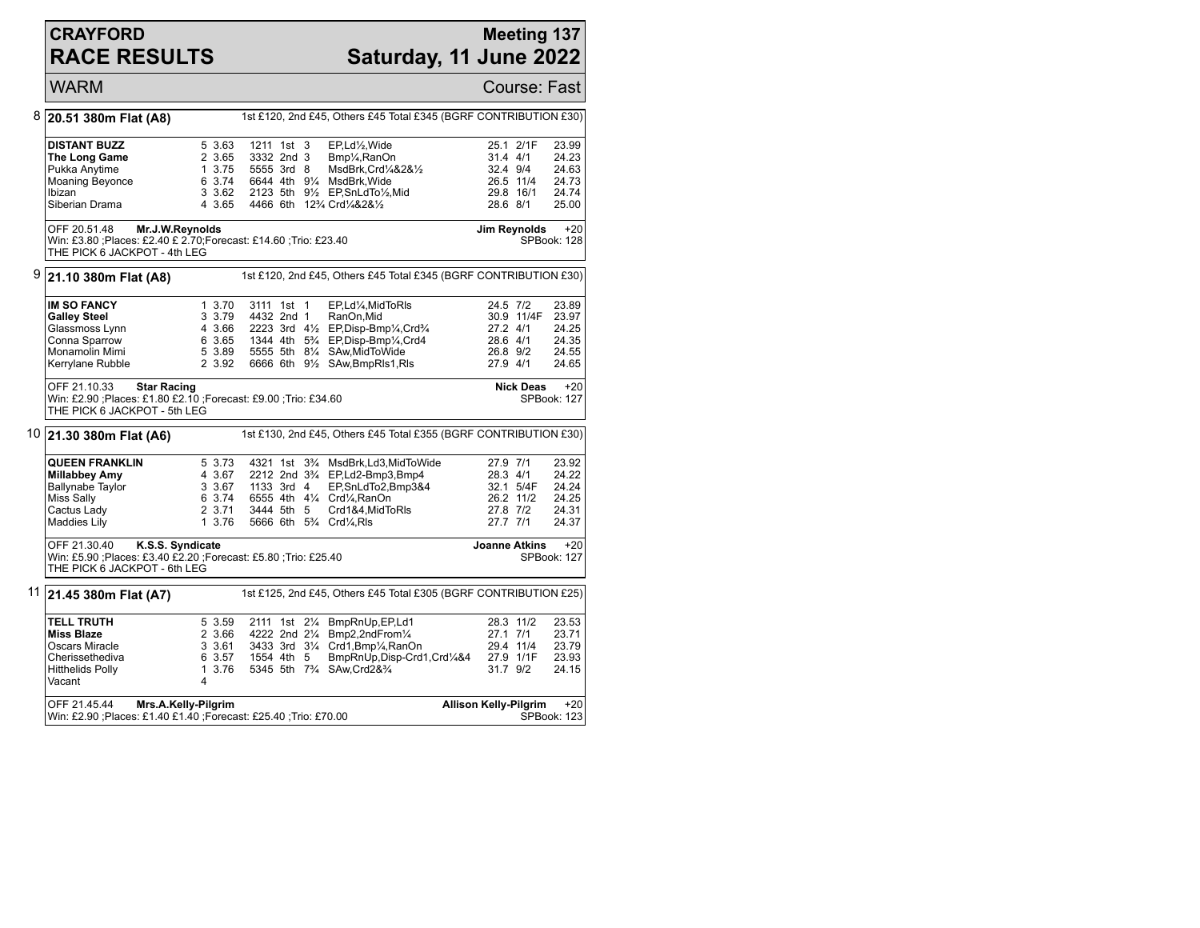# CRAYFORD RACE RESULTS

## Meeting 137 Saturday, 11 June 2022

WARM — Course: Fast

### 8 — 20.51 380m Flat (A8)

1st £120, 2nd £45, Others £45 Total £345 (BGRF CONTRIBUTION £30)

| | | | | | | | | | |
|---|---|---|---|---|---|---|---|---|---|
| **DISTANT BUZZ** | 5 | 3.63 | 1211 | 1st | 3 | EP,Ld½,Wide | 25.1 | 2/1F | 23.99 |
| **The Long Game** | 2 | 3.65 | 3332 | 2nd | 3 | Bmp¼,RanOn | 31.4 | 4/1 | 24.23 |
| Pukka Anytime | 1 | 3.75 | 5555 | 3rd | 8 | MsdBrk,Crd¼&2&½ | 32.4 | 9/4 | 24.63 |
| Moaning Beyonce | 6 | 3.74 | 6644 | 4th | 9¼ | MsdBrk,Wide | 26.5 | 11/4 | 24.73 |
| Ibizan | 3 | 3.62 | 2123 | 5th | 9½ | EP,SnLdTo½,Mid | 29.8 | 16/1 | 24.74 |
| Siberian Drama | 4 | 3.65 | 4466 | 6th | 12¾ | Crd¼&2&½ | 28.6 | 8/1 | 25.00 |

OFF 20.51.48 **Mr.J.W.Reynolds** — **Jim Reynolds** +20
Win: £3.80 ;Places: £2.40 £ 2.70;Forecast: £14.60 ;Trio: £23.40 — SPBook: 128
THE PICK 6 JACKPOT - 4th LEG

### 9 — 21.10 380m Flat (A8)

1st £120, 2nd £45, Others £45 Total £345 (BGRF CONTRIBUTION £30)

| | | | | | | | | | |
|---|---|---|---|---|---|---|---|---|---|
| **IM SO FANCY** | 1 | 3.70 | 3111 | 1st | 1 | EP,Ld¼,MidToRls | 24.5 | 7/2 | 23.89 |
| **Galley Steel** | 3 | 3.79 | 4432 | 2nd | 1 | RanOn,Mid | 30.9 | 11/4F | 23.97 |
| Glassmoss Lynn | 4 | 3.66 | 2223 | 3rd | 4½ | EP,Disp-Bmp¼,Crd¾ | 27.2 | 4/1 | 24.25 |
| Conna Sparrow | 6 | 3.65 | 1344 | 4th | 5¾ | EP,Disp-Bmp¼,Crd4 | 28.6 | 4/1 | 24.35 |
| Monamolin Mimi | 5 | 3.89 | 5555 | 5th | 8¼ | SAw,MidToWide | 26.8 | 9/2 | 24.55 |
| Kerrylane Rubble | 2 | 3.92 | 6666 | 6th | 9½ | SAw,BmpRls1,Rls | 27.9 | 4/1 | 24.65 |

OFF 21.10.33 **Star Racing** — **Nick Deas** +20
Win: £2.90 ;Places: £1.80 £2.10 ;Forecast: £9.00 ;Trio: £34.60 — SPBook: 127
THE PICK 6 JACKPOT - 5th LEG

### 10 — 21.30 380m Flat (A6)

1st £130, 2nd £45, Others £45 Total £355 (BGRF CONTRIBUTION £30)

| | | | | | | | | | |
|---|---|---|---|---|---|---|---|---|---|
| **QUEEN FRANKLIN** | 5 | 3.73 | 4321 | 1st | 3¾ | MsdBrk,Ld3,MidToWide | 27.9 | 7/1 | 23.92 |
| **Millabbey Amy** | 4 | 3.67 | 2212 | 2nd | 3¾ | EP,Ld2-Bmp3,Bmp4 | 28.3 | 4/1 | 24.22 |
| Ballynabe Taylor | 3 | 3.67 | 1133 | 3rd | 4 | EP,SnLdTo2,Bmp3&4 | 32.1 | 5/4F | 24.24 |
| Miss Sally | 6 | 3.74 | 6555 | 4th | 4¼ | Crd¼,RanOn | 26.2 | 11/2 | 24.25 |
| Cactus Lady | 2 | 3.71 | 3444 | 5th | 5 | Crd1&4,MidToRls | 27.8 | 7/2 | 24.31 |
| Maddies Lily | 1 | 3.76 | 5666 | 6th | 5¾ | Crd¼,Rls | 27.7 | 7/1 | 24.37 |

OFF 21.30.40 **K.S.S. Syndicate** — **Joanne Atkins** +20
Win: £5.90 ;Places: £3.40 £2.20 ;Forecast: £5.80 ;Trio: £25.40 — SPBook: 127
THE PICK 6 JACKPOT - 6th LEG

### 11 — 21.45 380m Flat (A7)

1st £125, 2nd £45, Others £45 Total £305 (BGRF CONTRIBUTION £25)

| | | | | | | | | | |
|---|---|---|---|---|---|---|---|---|---|
| **TELL TRUTH** | 5 | 3.59 | 2111 | 1st | 2¼ | BmpRnUp,EP,Ld1 | 28.3 | 11/2 | 23.53 |
| **Miss Blaze** | 2 | 3.66 | 4222 | 2nd | 2¼ | Bmp2,2ndFrom¼ | 27.1 | 7/1 | 23.71 |
| Oscars Miracle | 3 | 3.61 | 3433 | 3rd | 3¼ | Crd1,Bmp¼,RanOn | 29.4 | 11/4 | 23.79 |
| Cherissethediva | 6 | 3.57 | 1554 | 4th | 5 | BmpRnUp,Disp-Crd1,Crd¼&4 | 27.9 | 1/1F | 23.93 |
| Hitthelids Polly | 1 | 3.76 | 5345 | 5th | 7¾ | SAw,Crd2&¾ | 31.7 | 9/2 | 24.15 |
| Vacant | 4 | | | | | | | | |

OFF 21.45.44 **Mrs.A.Kelly-Pilgrim** — **Allison Kelly-Pilgrim** +20
Win: £2.90 ;Places: £1.40 £1.40 ;Forecast: £25.40 ;Trio: £70.00 — SPBook: 123